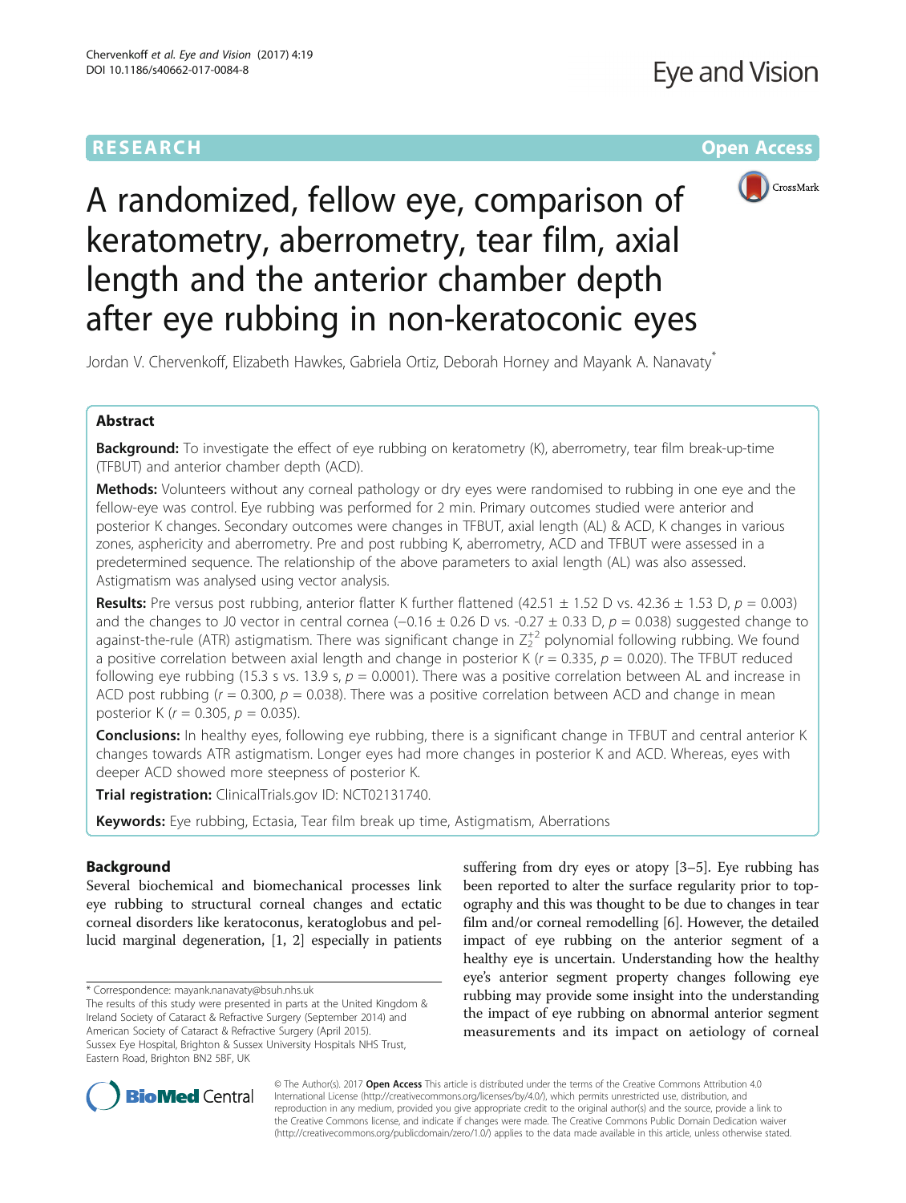RESEARCH Open Access

# A randomized, fellow eye, comparison of keratometry, aberrometry, tear film, axial length and the anterior chamber depth after eye rubbing in non-keratoconic eyes

Jordan V. Chervenkoff, Elizabeth Hawkes, Gabriela Ortiz, Deborah Horney and Mayank A. Nanavaty*

## Abstract

**Background:** To investigate the effect of eye rubbing on keratometry (K), aberrometry, tear film break-up-time (TFBUT) and anterior chamber depth (ACD).

**Methods:** Volunteers without any corneal pathology or dry eyes were randomised to rubbing in one eye and the fellow-eye was control. Eye rubbing was performed for 2 min. Primary outcomes studied were anterior and posterior K changes. Secondary outcomes were changes in TFBUT, axial length (AL) & ACD, K changes in various zones, asphericity and aberrometry. Pre and post rubbing K, aberrometry, ACD and TFBUT were assessed in a predetermined sequence. The relationship of the above parameters to axial length (AL) was also assessed. Astigmatism was analysed using vector analysis.

**Results:** Pre versus post rubbing, anterior flatter K further flattened (42.51 ± 1.52 D vs. 42.36 ± 1.53 D, $p = 0.003$) and the changes to J0 vector in central cornea (−0.16 ± 0.26 D vs. -0.27 ± 0.33 D, $p = 0.038$) suggested change to against-the-rule (ATR) astigmatism. There was significant change in $Z_2^{+2}$ polynomial following rubbing. We found a positive correlation between axial length and change in posterior K ($r = 0.335$, $p = 0.020$). The TFBUT reduced following eye rubbing (15.3 s vs. 13.9 s, $p = 0.0001$). There was a positive correlation between AL and increase in ACD post rubbing ($r = 0.300$, $p = 0.038$). There was a positive correlation between ACD and change in mean posterior K ($r = 0.305$, $p = 0.035$).

**Conclusions:** In healthy eyes, following eye rubbing, there is a significant change in TFBUT and central anterior K changes towards ATR astigmatism. Longer eyes had more changes in posterior K and ACD. Whereas, eyes with deeper ACD showed more steepness of posterior K.

**Trial registration:** ClinicalTrials.gov ID: NCT02131740.

**Keywords:** Eye rubbing, Ectasia, Tear film break up time, Astigmatism, Aberrations

## Background

Several biochemical and biomechanical processes link eye rubbing to structural corneal changes and ectatic corneal disorders like keratoconus, keratoglobus and pellucid marginal degeneration, [1, 2] especially in patients suffering from dry eyes or atopy [3–5]. Eye rubbing has been reported to alter the surface regularity prior to topography and this was thought to be due to changes in tear film and/or corneal remodelling [6]. However, the detailed impact of eye rubbing on the anterior segment of a healthy eye is uncertain. Understanding how the healthy eye's anterior segment property changes following eye rubbing may provide some insight into the understanding the impact of eye rubbing on abnormal anterior segment measurements and its impact on aetiology of corneal

* Correspondence: mayank.nanavaty@bsuh.nhs.uk

The results of this study were presented in parts at the United Kingdom & Ireland Society of Cataract & Refractive Surgery (September 2014) and American Society of Cataract & Refractive Surgery (April 2015).

Sussex Eye Hospital, Brighton & Sussex University Hospitals NHS Trust, Eastern Road, Brighton BN2 5BF, UK

© The Author(s). 2017 **Open Access** This article is distributed under the terms of the Creative Commons Attribution 4.0 International License (http://creativecommons.org/licenses/by/4.0/), which permits unrestricted use, distribution, and reproduction in any medium, provided you give appropriate credit to the original author(s) and the source, provide a link to the Creative Commons license, and indicate if changes were made. The Creative Commons Public Domain Dedication waiver (http://creativecommons.org/publicdomain/zero/1.0/) applies to the data made available in this article, unless otherwise stated.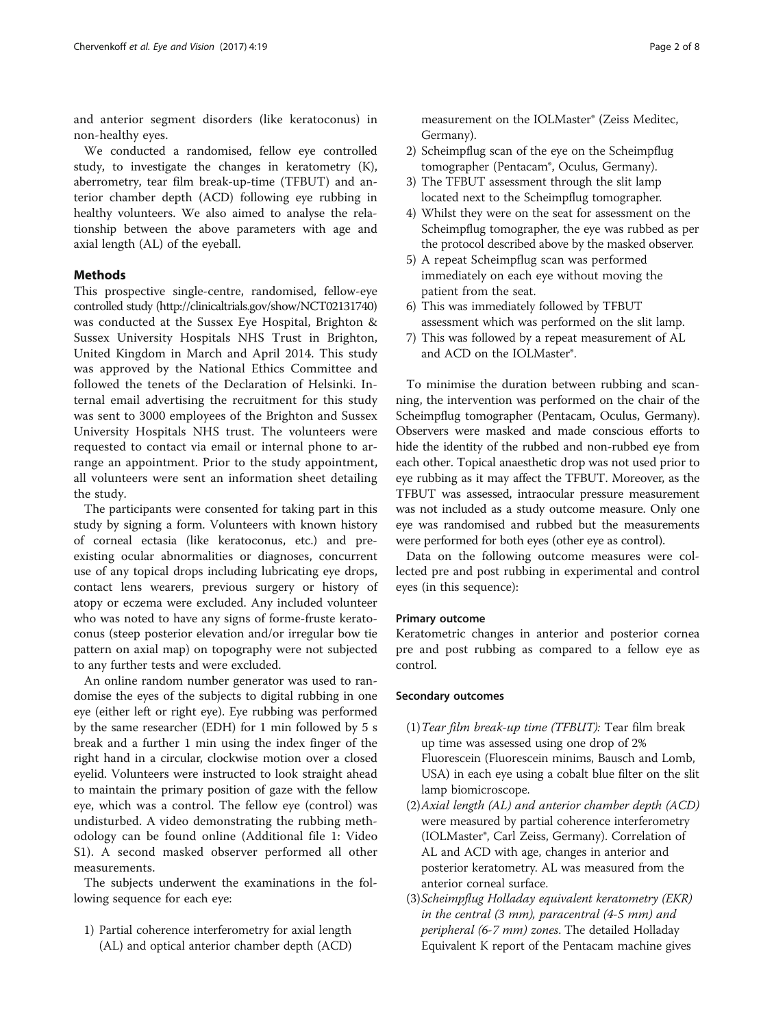and anterior segment disorders (like keratoconus) in non-healthy eyes.

We conducted a randomised, fellow eye controlled study, to investigate the changes in keratometry (K), aberrometry, tear film break-up-time (TFBUT) and anterior chamber depth (ACD) following eye rubbing in healthy volunteers. We also aimed to analyse the relationship between the above parameters with age and axial length (AL) of the eyeball.

## Methods

This prospective single-centre, randomised, fellow-eye controlled study (http://clinicaltrials.gov/show/NCT02131740) was conducted at the Sussex Eye Hospital, Brighton & Sussex University Hospitals NHS Trust in Brighton, United Kingdom in March and April 2014. This study was approved by the National Ethics Committee and followed the tenets of the Declaration of Helsinki. Internal email advertising the recruitment for this study was sent to 3000 employees of the Brighton and Sussex University Hospitals NHS trust. The volunteers were requested to contact via email or internal phone to arrange an appointment. Prior to the study appointment, all volunteers were sent an information sheet detailing the study.

The participants were consented for taking part in this study by signing a form. Volunteers with known history of corneal ectasia (like keratoconus, etc.) and preexisting ocular abnormalities or diagnoses, concurrent use of any topical drops including lubricating eye drops, contact lens wearers, previous surgery or history of atopy or eczema were excluded. Any included volunteer who was noted to have any signs of forme-fruste keratoconus (steep posterior elevation and/or irregular bow tie pattern on axial map) on topography were not subjected to any further tests and were excluded.

An online random number generator was used to randomise the eyes of the subjects to digital rubbing in one eye (either left or right eye). Eye rubbing was performed by the same researcher (EDH) for 1 min followed by 5 s break and a further 1 min using the index finger of the right hand in a circular, clockwise motion over a closed eyelid. Volunteers were instructed to look straight ahead to maintain the primary position of gaze with the fellow eye, which was a control. The fellow eye (control) was undisturbed. A video demonstrating the rubbing methodology can be found online (Additional file 1: Video S1). A second masked observer performed all other measurements.

The subjects underwent the examinations in the following sequence for each eye:

1) Partial coherence interferometry for axial length (AL) and optical anterior chamber depth (ACD) measurement on the IOLMaster® (Zeiss Meditec, Germany).
2) Scheimpflug scan of the eye on the Scheimpflug tomographer (Pentacam®, Oculus, Germany).
3) The TFBUT assessment through the slit lamp located next to the Scheimpflug tomographer.
4) Whilst they were on the seat for assessment on the Scheimpflug tomographer, the eye was rubbed as per the protocol described above by the masked observer.
5) A repeat Scheimpflug scan was performed immediately on each eye without moving the patient from the seat.
6) This was immediately followed by TFBUT assessment which was performed on the slit lamp.
7) This was followed by a repeat measurement of AL and ACD on the IOLMaster®.

To minimise the duration between rubbing and scanning, the intervention was performed on the chair of the Scheimpflug tomographer (Pentacam, Oculus, Germany). Observers were masked and made conscious efforts to hide the identity of the rubbed and non-rubbed eye from each other. Topical anaesthetic drop was not used prior to eye rubbing as it may affect the TFBUT. Moreover, as the TFBUT was assessed, intraocular pressure measurement was not included as a study outcome measure. Only one eye was randomised and rubbed but the measurements were performed for both eyes (other eye as control).

Data on the following outcome measures were collected pre and post rubbing in experimental and control eyes (in this sequence):

### Primary outcome

Keratometric changes in anterior and posterior cornea pre and post rubbing as compared to a fellow eye as control.

### Secondary outcomes

(1) *Tear film break-up time (TFBUT):* Tear film break up time was assessed using one drop of 2% Fluorescein (Fluorescein minims, Bausch and Lomb, USA) in each eye using a cobalt blue filter on the slit lamp biomicroscope.

(2) *Axial length (AL) and anterior chamber depth (ACD)* were measured by partial coherence interferometry (IOLMaster®, Carl Zeiss, Germany). Correlation of AL and ACD with age, changes in anterior and posterior keratometry. AL was measured from the anterior corneal surface.

(3) *Scheimpflug Holladay equivalent keratometry (EKR) in the central (3 mm), paracentral (4-5 mm) and peripheral (6-7 mm) zones*. The detailed Holladay Equivalent K report of the Pentacam machine gives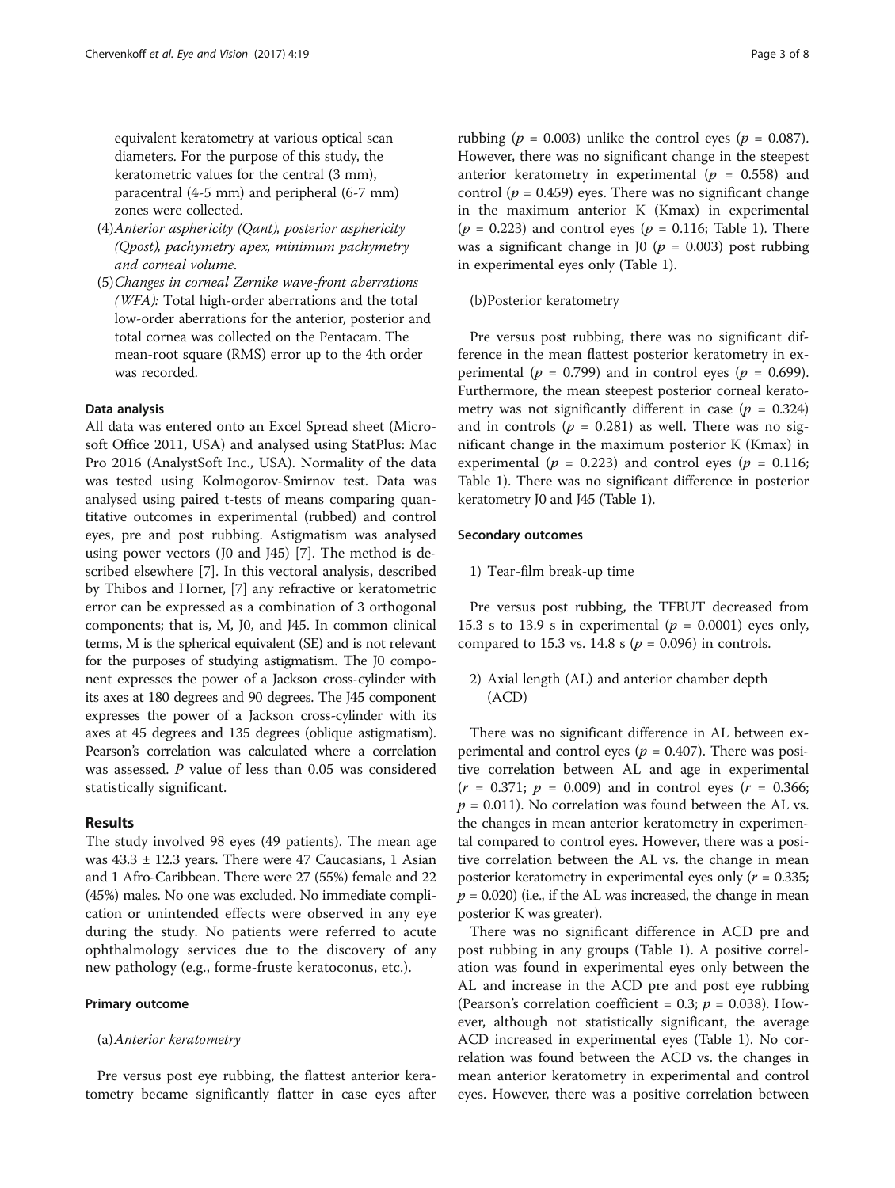equivalent keratometry at various optical scan diameters. For the purpose of this study, the keratometric values for the central (3 mm), paracentral (4-5 mm) and peripheral (6-7 mm) zones were collected.

(4) *Anterior asphericity (Qant), posterior asphericity (Qpost), pachymetry apex, minimum pachymetry and corneal volume.*

(5) *Changes in corneal Zernike wave-front aberrations (WFA):* Total high-order aberrations and the total low-order aberrations for the anterior, posterior and total cornea was collected on the Pentacam. The mean-root square (RMS) error up to the 4th order was recorded.

#### Data analysis

All data was entered onto an Excel Spread sheet (Microsoft Office 2011, USA) and analysed using StatPlus: Mac Pro 2016 (AnalystSoft Inc., USA). Normality of the data was tested using Kolmogorov-Smirnov test. Data was analysed using paired t-tests of means comparing quantitative outcomes in experimental (rubbed) and control eyes, pre and post rubbing. Astigmatism was analysed using power vectors (J0 and J45) [7]. The method is described elsewhere [7]. In this vectoral analysis, described by Thibos and Horner, [7] any refractive or keratometric error can be expressed as a combination of 3 orthogonal components; that is, M, J0, and J45. In common clinical terms, M is the spherical equivalent (SE) and is not relevant for the purposes of studying astigmatism. The J0 component expresses the power of a Jackson cross-cylinder with its axes at 180 degrees and 90 degrees. The J45 component expresses the power of a Jackson cross-cylinder with its axes at 45 degrees and 135 degrees (oblique astigmatism). Pearson's correlation was calculated where a correlation was assessed. *P* value of less than 0.05 was considered statistically significant.

## Results

The study involved 98 eyes (49 patients). The mean age was 43.3 ± 12.3 years. There were 47 Caucasians, 1 Asian and 1 Afro-Caribbean. There were 27 (55%) female and 22 (45%) males. No one was excluded. No immediate complication or unintended effects were observed in any eye during the study. No patients were referred to acute ophthalmology services due to the discovery of any new pathology (e.g., forme-fruste keratoconus, etc.).

#### Primary outcome

(a) *Anterior keratometry*

Pre versus post eye rubbing, the flattest anterior keratometry became significantly flatter in case eyes after rubbing ($p$ = 0.003) unlike the control eyes ($p$ = 0.087). However, there was no significant change in the steepest anterior keratometry in experimental ($p$ = 0.558) and control ($p$ = 0.459) eyes. There was no significant change in the maximum anterior K (Kmax) in experimental ($p$ = 0.223) and control eyes ($p$ = 0.116; Table 1). There was a significant change in J0 ($p$ = 0.003) post rubbing in experimental eyes only (Table 1).

(b) Posterior keratometry

Pre versus post rubbing, there was no significant difference in the mean flattest posterior keratometry in experimental ($p$ = 0.799) and in control eyes ($p$ = 0.699). Furthermore, the mean steepest posterior corneal keratometry was not significantly different in case ($p$ = 0.324) and in controls ($p$ = 0.281) as well. There was no significant change in the maximum posterior K (Kmax) in experimental ($p$ = 0.223) and control eyes ($p$ = 0.116; Table 1). There was no significant difference in posterior keratometry J0 and J45 (Table 1).

#### Secondary outcomes

1) Tear-film break-up time

Pre versus post rubbing, the TFBUT decreased from 15.3 s to 13.9 s in experimental ($p$ = 0.0001) eyes only, compared to 15.3 vs. 14.8 s ($p$ = 0.096) in controls.

2) Axial length (AL) and anterior chamber depth (ACD)

There was no significant difference in AL between experimental and control eyes ($p$ = 0.407). There was positive correlation between AL and age in experimental ($r$ = 0.371; $p$ = 0.009) and in control eyes ($r$ = 0.366; $p$ = 0.011). No correlation was found between the AL vs. the changes in mean anterior keratometry in experimental compared to control eyes. However, there was a positive correlation between the AL vs. the change in mean posterior keratometry in experimental eyes only ($r$ = 0.335; $p$ = 0.020) (i.e., if the AL was increased, the change in mean posterior K was greater).

There was no significant difference in ACD pre and post rubbing in any groups (Table 1). A positive correlation was found in experimental eyes only between the AL and increase in the ACD pre and post eye rubbing (Pearson's correlation coefficient = 0.3; $p$ = 0.038). However, although not statistically significant, the average ACD increased in experimental eyes (Table 1). No correlation was found between the ACD vs. the changes in mean anterior keratometry in experimental and control eyes. However, there was a positive correlation between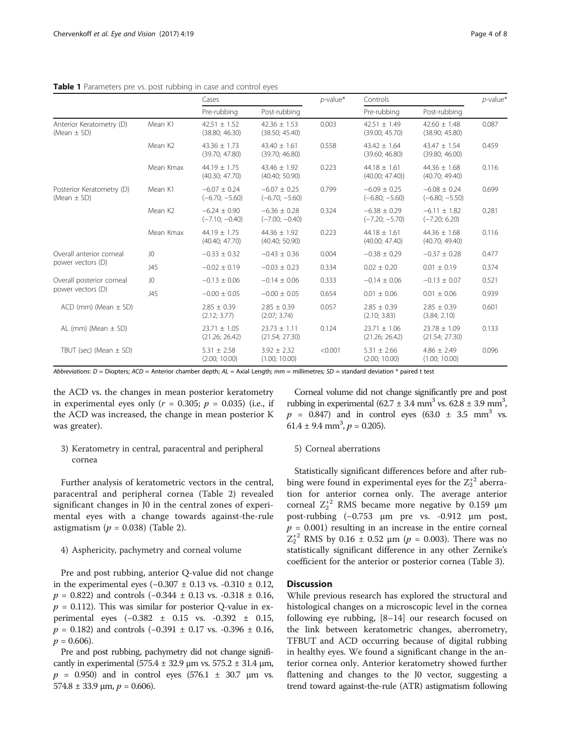**Table 1** Parameters pre vs. post rubbing in case and control eyes

| | | Cases | | $p$-value* | Controls | | $p$-value* |
|---|---|---|---|---|---|---|---|
| | | Pre-rubbing | Post-rubbing | | Pre-rubbing | Post-rubbing | |
| Anterior Keratometry (D) (Mean ± SD) | Mean K1 | 42.51 ± 1.52 (38.80; 46.30) | 42.36 ± 1.53 (38.50; 45.40) | 0.003 | 42.51 ± 1.49 (39.00; 45.70) | 42.60 ± 1.48 (38.90; 45.80) | 0.087 |
| | Mean K2 | 43.36 ± 1.73 (39.70; 47.80) | 43.40 ± 1.61 (39.70; 46.80) | 0.558 | 43.42 ± 1.64 (39.60; 46.80) | 43.47 ± 1.54 (39.80; 46.00) | 0.459 |
| | Mean Kmax | 44.19 ± 1.75 (40.30; 47.70) | 43.46 ± 1.92 (40.40; 50.90) | 0.223 | 44.18 ± 1.61 (40.00; 47.40)) | 44.36 ± 1.68 (40.70; 49.40) | 0.116 |
| Posterior Keratometry (D) (Mean ± SD) | Mean K1 | −6.07 ± 0.24 (−6.70; −5.60) | −6.07 ± 0.25 (−6.70; −5.60) | 0.799 | −6.09 ± 0.25 (−6.80; −5.60) | −6.08 ± 0.24 (−6.80; −5.60) | 0.699 |
| | Mean K2 | −6.24 ± 0.90 (−7.10; −0.40) | −6.36 ± 0.28 (−7.00; −0.40) | 0.324 | −6.38 ± 0.29 (−7.20; −5.70) | −6.11 ± 1.82 (−7.20; 6.20) | 0.281 |
| | Mean Kmax | 44.19 ± 1.75 (40.40; 47.70) | 44.36 ± 1.92 (40.40; 50.90) | 0.223 | 44.18 ± 1.61 (40.00; 47.40) | 44.36 ± 1.68 (40.70; 49.40) | 0.116 |
| Overall anterior corneal power vectors (D) | J0 | −0.33 ± 0.32 | −0.43 ± 0.36 | 0.004 | −0.38 ± 0.29 | −0.37 ± 0.28 | 0.477 |
| | J45 | −0.02 ± 0.19 | −0.03 ± 0.23 | 0.334 | 0.02 ± 0.20 | 0.01 ± 0.19 | 0.374 |
| Overall posterior corneal power vectors (D) | J0 | −0.13 ± 0.06 | −0.14 ± 0.06 | 0.333 | −0.14 ± 0.06 | −0.13 ± 0.07 | 0.521 |
| | J45 | −0.00 ± 0.05 | −0.00 ± 0.05 | 0.654 | 0.01 ± 0.06 | 0.01 ± 0.06 | 0.939 |
| ACD (mm) (Mean ± SD) | | 2.85 ± 0.39 (2.12; 3.77) | 2.85 ± 0.39 (2.07; 3.74) | 0.057 | 2.85 ± 0.39 (2.10; 3.83) | 2.85 ± 0.39 (3.84; 2.10) | 0.601 |
| AL (mm) (Mean ± SD) | | 23.71 ± 1.05 (21.26; 26.42) | 23.73 ± 1.11 (21.54; 27.30) | 0.124 | 23.71 ± 1.06 (21.26; 26.42) | 23.78 ± 1.09 (21.54; 27.30) | 0.133 |
| TBUT (sec) (Mean ± SD) | | 5.31 ± 2.58 (2.00; 10.00) | 3.92 ± 2.32 (1.00; 10.00) | <0.001 | 5.31 ± 2.66 (2.00; 10.00) | 4.86 ± 2.49 (1.00; 10.00) | 0.096 |

*Abbreviations*: *D* = Diopters; *ACD* = Anterior chamber depth; *AL* = Axial Length; *mm* = millimetres; *SD* = standard deviation * paired t test

the ACD vs. the changes in mean posterior keratometry in experimental eyes only ($r$ = 0.305; $p$ = 0.035) (i.e., if the ACD was increased, the change in mean posterior K was greater).

3) Keratometry in central, paracentral and peripheral cornea

Further analysis of keratometric vectors in the central, paracentral and peripheral cornea (Table 2) revealed significant changes in J0 in the central zones of experimental eyes with a change towards against-the-rule astigmatism ($p$ = 0.038) (Table 2).

4) Asphericity, pachymetry and corneal volume

Pre and post rubbing, anterior Q-value did not change in the experimental eyes (−0.307 ± 0.13 vs. -0.310 ± 0.12, $p$ = 0.822) and controls (−0.344 ± 0.13 vs. -0.318 ± 0.16, $p$ = 0.112). This was similar for posterior Q-value in experimental eyes (−0.382 ± 0.15 vs. -0.392 ± 0.15, $p$ = 0.182) and controls (−0.391 ± 0.17 vs. -0.396 ± 0.16, $p$ = 0.606).

Pre and post rubbing, pachymetry did not change significantly in experimental (575.4 ± 32.9 μm vs. 575.2 ± 31.4 μm, $p$ = 0.950) and in control eyes (576.1 ± 30.7 μm vs. 574.8 ± 33.9 μm, $p$ = 0.606).

Corneal volume did not change significantly pre and post rubbing in experimental (62.7 ± 3.4 mm$^3$ vs. 62.8 ± 3.9 mm$^3$, $p$ = 0.847) and in control eyes (63.0 ± 3.5 mm$^3$ vs. 61.4 ± 9.4 mm$^3$, $p$ = 0.205).

5) Corneal aberrations

Statistically significant differences before and after rubbing were found in experimental eyes for the $Z_2^{+2}$ aberration for anterior cornea only. The average anterior corneal $Z_2^{+2}$ RMS became more negative by 0.159 μm post-rubbing (−0.753 μm pre vs. -0.912 μm post, $p$ = 0.001) resulting in an increase in the entire corneal $Z_2^{+2}$ RMS by 0.16 ± 0.52 μm ($p$ = 0.003). There was no statistically significant difference in any other Zernike's coefficient for the anterior or posterior cornea (Table 3).

## Discussion

While previous research has explored the structural and histological changes on a microscopic level in the cornea following eye rubbing, [8–14] our research focused on the link between keratometric changes, aberrometry, TFBUT and ACD occurring because of digital rubbing in healthy eyes. We found a significant change in the anterior cornea only. Anterior keratometry showed further flattening and changes to the J0 vector, suggesting a trend toward against-the-rule (ATR) astigmatism following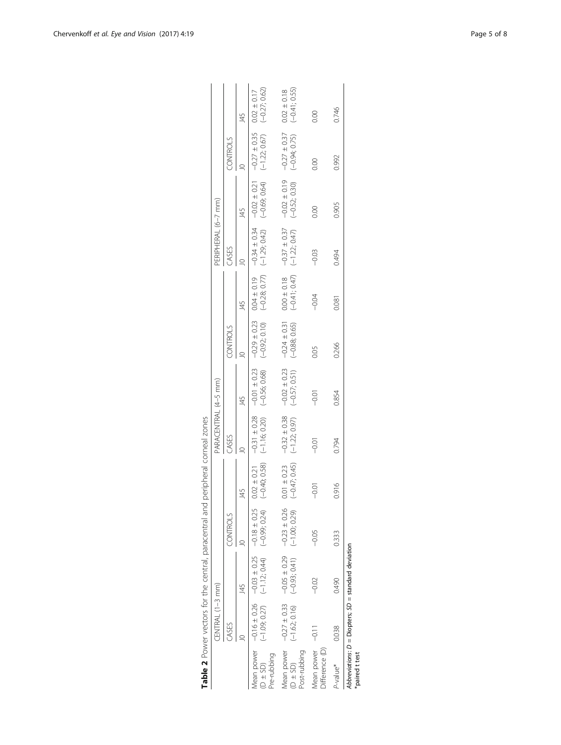**Table 2** Power vectors for the central, paracentral and peripheral corneal zones

| | CENTRAL (1–3 mm) | | | | PARACENTRAL (4–5 mm) | | | | PERIPHERAL (6–7 mm) | | | |
|---|---|---|---|---|---|---|---|---|---|---|---|---|
| | CASES | | CONTROLS | | CASES | | CONTROLS | | CASES | | CONTROLS | |
| | J0 | J45 | J0 | J45 | J0 | J45 | J0 | J45 | J0 | J45 | J0 | J45 |
| Mean power (D ± SD) Pre-rubbing | −0.16 ± 0.26 (−1.09; 0.27) | −0.03 ± 0.25 (−1.12; 0.44) | −0.18 ± 0.25 (−0.99; 0.24) | 0.02 ± 0.21 (−0.40; 0.58) | −0.31 ± 0.28 (−1.16; 0.20) | −0.01 ± 0.23 (−0.56; 0.68) | −0.29 ± 0.23 (−0.92; 0.10) | 0.04 ± 0.19 (−0.28; 0.77) | −0.34 ± 0.34 (−1.29; 0.42) | −0.02 ± 0.21 (−0.69; 0.64) | −0.27 ± 0.35 (−1.22; 0.67) | 0.02 ± 0.17 (−0.27; 0.62) |
| Mean power (D ± SD) Post-rubbing | −0.27 ± 0.33 (−1.62; 0.16) | −0.05 ± 0.29 (−0.93; 0.41) | −0.23 ± 0.26 (−1.00; 0.29) | 0.01 ± 0.23 (−0.47; 0.45) | −0.32 ± 0.38 (−1.22; 0.97) | −0.02 ± 0.23 (−0.57; 0.51) | −0.24 ± 0.31 (−0.88; 0.65) | 0.00 ± 0.18 (−0.41; 0.47) | −0.37 ± 0.37 (−1.22; 0.47) | −0.02 ± 0.19 (−0.52; 0.30) | −0.27 ± 0.37 (−0.94; 0.75) | 0.02 ± 0.18 (−0.41; 0.55) |
| Mean power Difference (D) | −0.11 | −0.02 | −0.05 | −0.01 | −0.01 | −0.01 | 0.05 | −0.04 | −0.03 | 0.00 | 0.00 | 0.00 |
| P-value* | 0.038 | 0.490 | 0.333 | 0.916 | 0.794 | 0.854 | 0.266 | 0.081 | 0.494 | 0.905 | 0.992 | 0.746 |

*Abbreviations*: *D* = Diopters; *SD* = standard deviation
*paired t test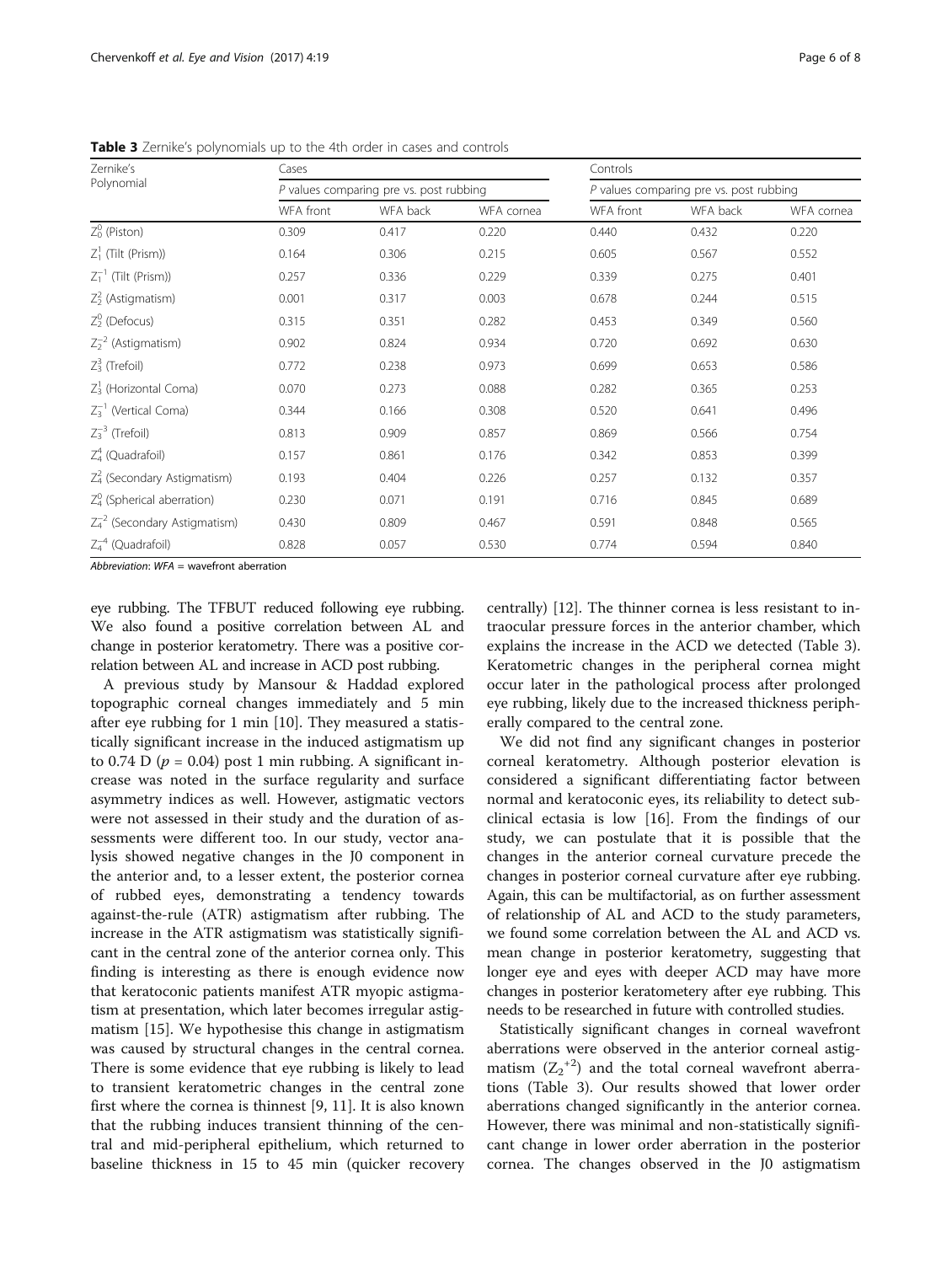**Table 3** Zernike's polynomials up to the 4th order in cases and controls

| Zernike's Polynomial | Cases | | | Controls | | |
|---|---|---|---|---|---|---|
| | P values comparing pre vs. post rubbing | | | P values comparing pre vs. post rubbing | | |
| | WFA front | WFA back | WFA cornea | WFA front | WFA back | WFA cornea |
| $Z_0^0$ (Piston) | 0.309 | 0.417 | 0.220 | 0.440 | 0.432 | 0.220 |
| $Z_1^1$ (Tilt (Prism)) | 0.164 | 0.306 | 0.215 | 0.605 | 0.567 | 0.552 |
| $Z_1^{-1}$ (Tilt (Prism)) | 0.257 | 0.336 | 0.229 | 0.339 | 0.275 | 0.401 |
| $Z_2^2$ (Astigmatism) | 0.001 | 0.317 | 0.003 | 0.678 | 0.244 | 0.515 |
| $Z_2^0$ (Defocus) | 0.315 | 0.351 | 0.282 | 0.453 | 0.349 | 0.560 |
| $Z_2^{-2}$ (Astigmatism) | 0.902 | 0.824 | 0.934 | 0.720 | 0.692 | 0.630 |
| $Z_3^3$ (Trefoil) | 0.772 | 0.238 | 0.973 | 0.699 | 0.653 | 0.586 |
| $Z_3^1$ (Horizontal Coma) | 0.070 | 0.273 | 0.088 | 0.282 | 0.365 | 0.253 |
| $Z_3^{-1}$ (Vertical Coma) | 0.344 | 0.166 | 0.308 | 0.520 | 0.641 | 0.496 |
| $Z_3^{-3}$ (Trefoil) | 0.813 | 0.909 | 0.857 | 0.869 | 0.566 | 0.754 |
| $Z_4^4$ (Quadrafoil) | 0.157 | 0.861 | 0.176 | 0.342 | 0.853 | 0.399 |
| $Z_4^2$ (Secondary Astigmatism) | 0.193 | 0.404 | 0.226 | 0.257 | 0.132 | 0.357 |
| $Z_4^0$ (Spherical aberration) | 0.230 | 0.071 | 0.191 | 0.716 | 0.845 | 0.689 |
| $Z_4^{-2}$ (Secondary Astigmatism) | 0.430 | 0.809 | 0.467 | 0.591 | 0.848 | 0.565 |
| $Z_4^{-4}$ (Quadrafoil) | 0.828 | 0.057 | 0.530 | 0.774 | 0.594 | 0.840 |

*Abbreviation*: *WFA* = wavefront aberration

eye rubbing. The TFBUT reduced following eye rubbing. We also found a positive correlation between AL and change in posterior keratometry. There was a positive correlation between AL and increase in ACD post rubbing.

A previous study by Mansour & Haddad explored topographic corneal changes immediately and 5 min after eye rubbing for 1 min [10]. They measured a statistically significant increase in the induced astigmatism up to 0.74 D ($p = 0.04$) post 1 min rubbing. A significant increase was noted in the surface regularity and surface asymmetry indices as well. However, astigmatic vectors were not assessed in their study and the duration of assessments were different too. In our study, vector analysis showed negative changes in the J0 component in the anterior and, to a lesser extent, the posterior cornea of rubbed eyes, demonstrating a tendency towards against-the-rule (ATR) astigmatism after rubbing. The increase in the ATR astigmatism was statistically significant in the central zone of the anterior cornea only. This finding is interesting as there is enough evidence now that keratoconic patients manifest ATR myopic astigmatism at presentation, which later becomes irregular astigmatism [15]. We hypothesise this change in astigmatism was caused by structural changes in the central cornea. There is some evidence that eye rubbing is likely to lead to transient keratometric changes in the central zone first where the cornea is thinnest [9, 11]. It is also known that the rubbing induces transient thinning of the central and mid-peripheral epithelium, which returned to baseline thickness in 15 to 45 min (quicker recovery centrally) [12]. The thinner cornea is less resistant to intraocular pressure forces in the anterior chamber, which explains the increase in the ACD we detected (Table 3). Keratometric changes in the peripheral cornea might occur later in the pathological process after prolonged eye rubbing, likely due to the increased thickness peripherally compared to the central zone.

We did not find any significant changes in posterior corneal keratometry. Although posterior elevation is considered a significant differentiating factor between normal and keratoconic eyes, its reliability to detect subclinical ectasia is low [16]. From the findings of our study, we can postulate that it is possible that the changes in the anterior corneal curvature precede the changes in posterior corneal curvature after eye rubbing. Again, this can be multifactorial, as on further assessment of relationship of AL and ACD to the study parameters, we found some correlation between the AL and ACD vs. mean change in posterior keratometry, suggesting that longer eye and eyes with deeper ACD may have more changes in posterior keratometery after eye rubbing. This needs to be researched in future with controlled studies.

Statistically significant changes in corneal wavefront aberrations were observed in the anterior corneal astigmatism ($Z_2^{+2}$) and the total corneal wavefront aberrations (Table 3). Our results showed that lower order aberrations changed significantly in the anterior cornea. However, there was minimal and non-statistically significant change in lower order aberration in the posterior cornea. The changes observed in the J0 astigmatism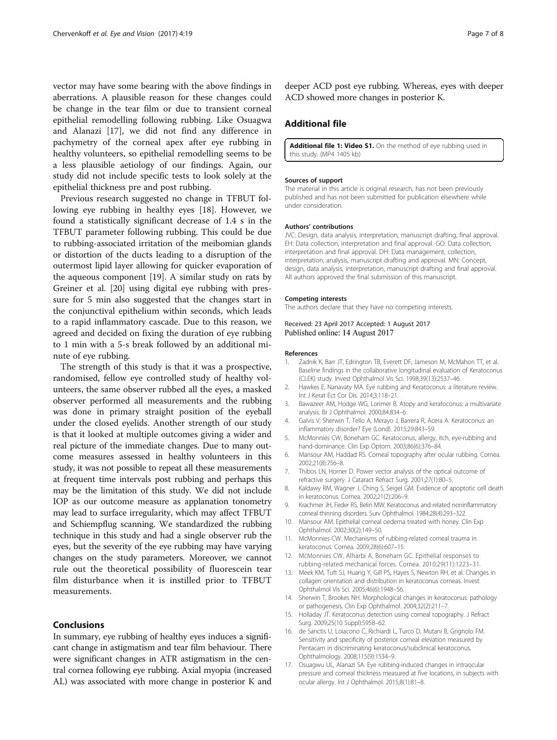vector may have some bearing with the above findings in aberrations. A plausible reason for these changes could be change in the tear film or due to transient corneal epithelial remodelling following rubbing. Like Osuagwa and Alanazi [17], we did not find any difference in pachymetry of the corneal apex after eye rubbing in healthy volunteers, so epithelial remodelling seems to be a less plausible aetiology of our findings. Again, our study did not include specific tests to look solely at the epithelial thickness pre and post rubbing.

Previous research suggested no change in TFBUT following eye rubbing in healthy eyes [18]. However, we found a statistically significant decrease of 1.4 s in the TFBUT parameter following rubbing. This could be due to rubbing-associated irritation of the meibomian glands or distortion of the ducts leading to a disruption of the outermost lipid layer allowing for quicker evaporation of the aqueous component [19]. A similar study on rats by Greiner et al. [20] using digital eye rubbing with pressure for 5 min also suggested that the changes start in the conjunctival epithelium within seconds, which leads to a rapid inflammatory cascade. Due to this reason, we agreed and decided on fixing the duration of eye rubbing to 1 min with a 5-s break followed by an additional minute of eye rubbing.

The strength of this study is that it was a prospective, randomised, fellow eye controlled study of healthy volunteers, the same observer rubbed all the eyes, a masked observer performed all measurements and the rubbing was done in primary straight position of the eyeball under the closed eyelids. Another strength of our study is that it looked at multiple outcomes giving a wider and real picture of the immediate changes. Due to many outcome measures assessed in healthy volunteers in this study, it was not possible to repeat all these measurements at frequent time intervals post rubbing and perhaps this may be the limitation of this study. We did not include IOP as our outcome measure as applanation tonometry may lead to surface irregularity, which may affect TFBUT and Schiempflug scanning. We standardized the rubbing technique in this study and had a single observer rub the eyes, but the severity of the eye rubbing may have varying changes on the study parameters. Moreover, we cannot rule out the theoretical possibility of fluorescein tear film disturbance when it is instilled prior to TFBUT measurements.

## Conclusions

In summary, eye rubbing of healthy eyes induces a significant change in astigmatism and tear film behaviour. There were significant changes in ATR astigmatism in the central cornea following eye rubbing. Axial myopia (increased AL) was associated with more change in posterior K and deeper ACD post eye rubbing. Whereas, eyes with deeper ACD showed more changes in posterior K.

## Additional file

**Additional file 1: Video S1.** On the method of eye rubbing used in this study. (MP4 1405 kb)

#### Sources of support

The material in this article is original research, has not been previously published and has not been submitted for publication elsewhere while under consideration.

#### Authors' contributions

JVC: Design, data analysis, interpretation, manuscript drafting, final approval. EH: Data collection, interpretation and final approval. GO: Data collection, interpretation and final approval. DH: Data management, collection, interpretation, analysis, manuscript drafting and approval. MN: Concept, design, data analysis, interpretation, manuscript drafting and final approval. All authors approved the final submission of this manuscript.

#### Competing interests

The authors declare that they have no competing interests.

Received: 23 April 2017 Accepted: 1 August 2017
Published online: 14 August 2017

#### References

1. Zadnik K, Barr JT, Edrington TB, Everett DF, Jameson M, McMahon TT, et al. Baseline findings in the collaborative longitudinal evaluation of Keratoconus (CLEK) study. Invest Ophthalmol Vis Sci. 1998;39(13):2537–46.
2. Hawkes E, Nanavaty MA. Eye rubbing and Keratoconus: a literature review. Int J Kerat Ect Cor Dis. 2014;3:118–21.
3. Bawazeer AM, Hodge WG, Lorimer B. Atopy and keratoconus: a multivariate analysis. Br J Ophthalmol. 2000;84:834–6.
4. Galvis V, Sherwin T, Tello A, Merayo J, Barrera R, Acera A. Keratoconus: an inflammatory disorder? Eye (Lond). 2015;29:843–59.
5. McMonnies CW, Boneham GC. Keratoconus, allergy, itch, eye-rubbing and hand-dominance. Clin Exp Optom. 2003;86(6):376–84.
6. Mansour AM, Haddad RS. Corneal topography after ocular rubbing. Cornea. 2002;21(8):756–8.
7. Thibos LN, Horner D. Power vector analysis of the optical outcome of refractive surgery. J Cataract Refract Surg. 2001;27(1):80–5.
8. Kaldawy RM, Wagner J, Ching S, Seigel GM. Evidence of apoptotic cell death in keratoconus. Cornea. 2002;21(2):206–9.
9. Krachmer JH, Feder RS, Belin MW. Keratoconus and related noninflammatory corneal thinning disorders. Surv Ophthalmol. 1984;28(4):293–322.
10. Mansour AM. Epithelial corneal oedema treated with honey. Clin Exp Ophthalmol. 2002;30(2):149–50.
11. McMonnies CW. Mechanisms of rubbing-related corneal trauma in keratoconus. Cornea. 2009;28(6):607–15.
12. McMonnies CW, Alharbi A, Boneham GC. Epithelial responses to rubbing-related mechanical forces. Cornea. 2010;29(11):1223–31.
13. Meek KM, Tuft SJ, Huang Y, Gill PS, Hayes S, Newton RH, et al. Changes in collagen orientation and distribution in keratoconus corneas. Invest Ophthalmol Vis Sci. 2005;46(6):1948–56.
14. Sherwin T, Brookes NH. Morphological changes in keratoconus: pathology or pathogenesis. Clin Exp Ophthalmol. 2004;32(2):211–7.
15. Holladay JT. Keratoconus detection using corneal topography. J Refract Surg. 2009;25(10 Suppl):S958–62.
16. de Sanctis U, Loiacono C, Richiardi L, Turco D, Mutani B, Grignolo FM. Sensitivity and specificity of posterior corneal elevation measured by Pentacam in discriminating keratoconus/subclinical keratoconus. Ophthalmology. 2008;115(9):1534–9.
17. Osuagwu UL, Alanazi SA. Eye rubbing-induced changes in intraocular pressure and corneal thickness measured at five locations, in subjects with ocular allergy. Int J Ophthalmol. 2015;8(1):81–8.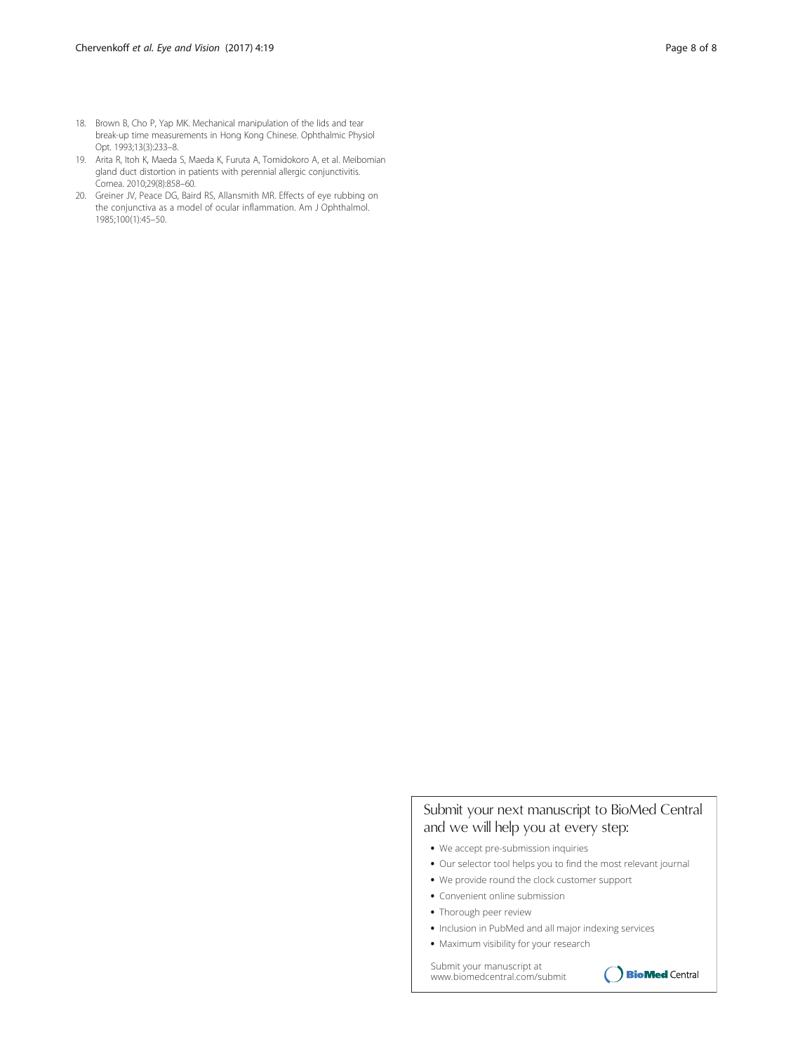18. Brown B, Cho P, Yap MK. Mechanical manipulation of the lids and tear break-up time measurements in Hong Kong Chinese. Ophthalmic Physiol Opt. 1993;13(3):233–8.
19. Arita R, Itoh K, Maeda S, Maeda K, Furuta A, Tomidokoro A, et al. Meibomian gland duct distortion in patients with perennial allergic conjunctivitis. Cornea. 2010;29(8):858–60.
20. Greiner JV, Peace DG, Baird RS, Allansmith MR. Effects of eye rubbing on the conjunctiva as a model of ocular inflammation. Am J Ophthalmol. 1985;100(1):45–50.

Submit your next manuscript to BioMed Central and we will help you at every step:

- We accept pre-submission inquiries
- Our selector tool helps you to find the most relevant journal
- We provide round the clock customer support
- Convenient online submission
- Thorough peer review
- Inclusion in PubMed and all major indexing services
- Maximum visibility for your research

Submit your manuscript at
www.biomedcentral.com/submit

BioMed Central